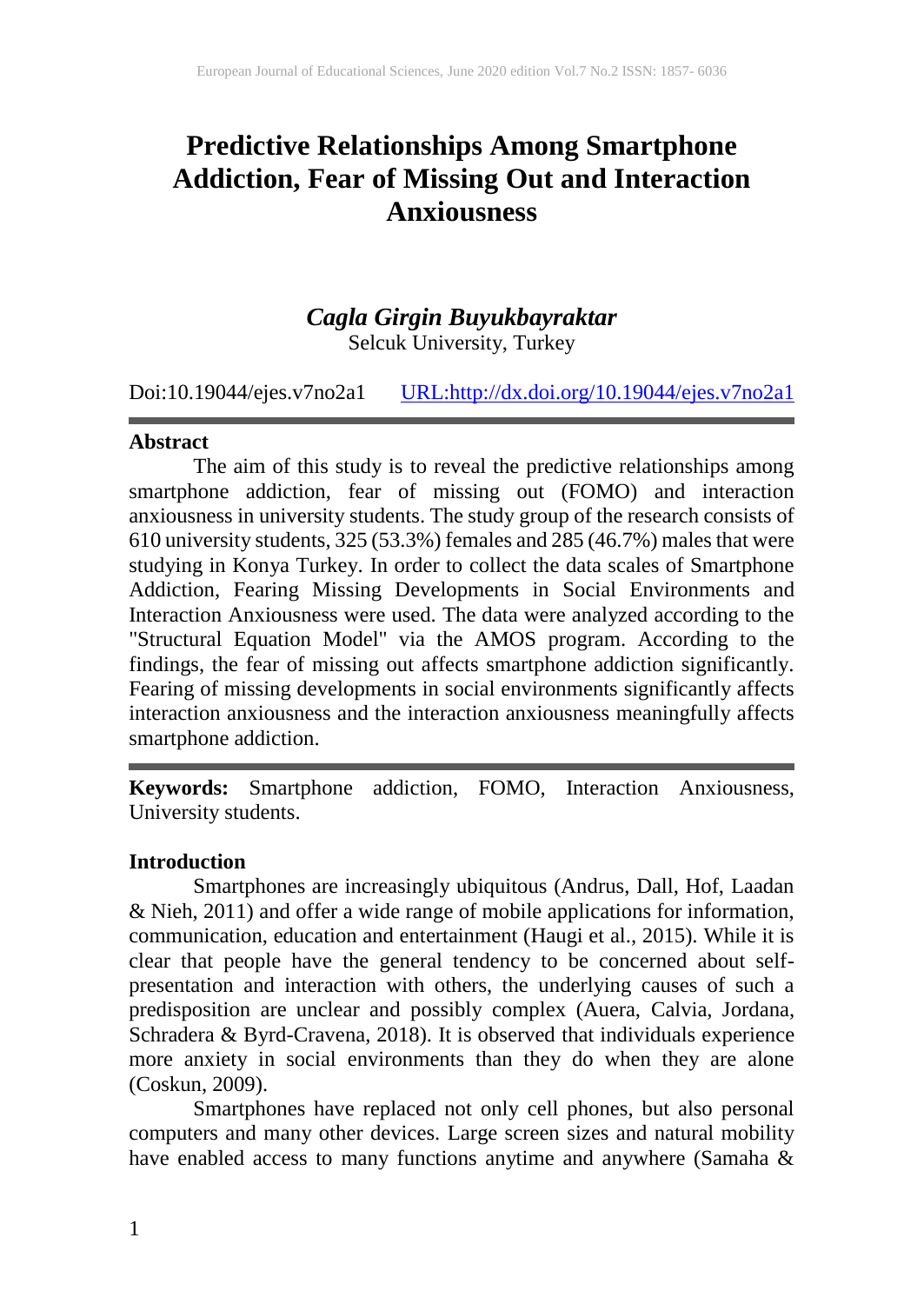# Predictive Relationships Among Smartphone Addiction, Fear of Missing Out and Interaction Anxiousness

*Cagla Girgin Buyukbayraktar*
Selcuk University, Turkey

Doi:10.19044/ejes.v7no2a1 URL:http://dx.doi.org/10.19044/ejes.v7no2a1

## Abstract

The aim of this study is to reveal the predictive relationships among smartphone addiction, fear of missing out (FOMO) and interaction anxiousness in university students. The study group of the research consists of 610 university students, 325 (53.3%) females and 285 (46.7%) males that were studying in Konya Turkey. In order to collect the data scales of Smartphone Addiction, Fearing Missing Developments in Social Environments and Interaction Anxiousness were used. The data were analyzed according to the "Structural Equation Model" via the AMOS program. According to the findings, the fear of missing out affects smartphone addiction significantly. Fearing of missing developments in social environments significantly affects interaction anxiousness and the interaction anxiousness meaningfully affects smartphone addiction.

**Keywords:** Smartphone addiction, FOMO, Interaction Anxiousness, University students.

## Introduction

Smartphones are increasingly ubiquitous (Andrus, Dall, Hof, Laadan & Nieh, 2011) and offer a wide range of mobile applications for information, communication, education and entertainment (Haugi et al., 2015). While it is clear that people have the general tendency to be concerned about self-presentation and interaction with others, the underlying causes of such a predisposition are unclear and possibly complex (Auera, Calvia, Jordana, Schradera & Byrd-Cravena, 2018). It is observed that individuals experience more anxiety in social environments than they do when they are alone (Coskun, 2009).

Smartphones have replaced not only cell phones, but also personal computers and many other devices. Large screen sizes and natural mobility have enabled access to many functions anytime and anywhere (Samaha &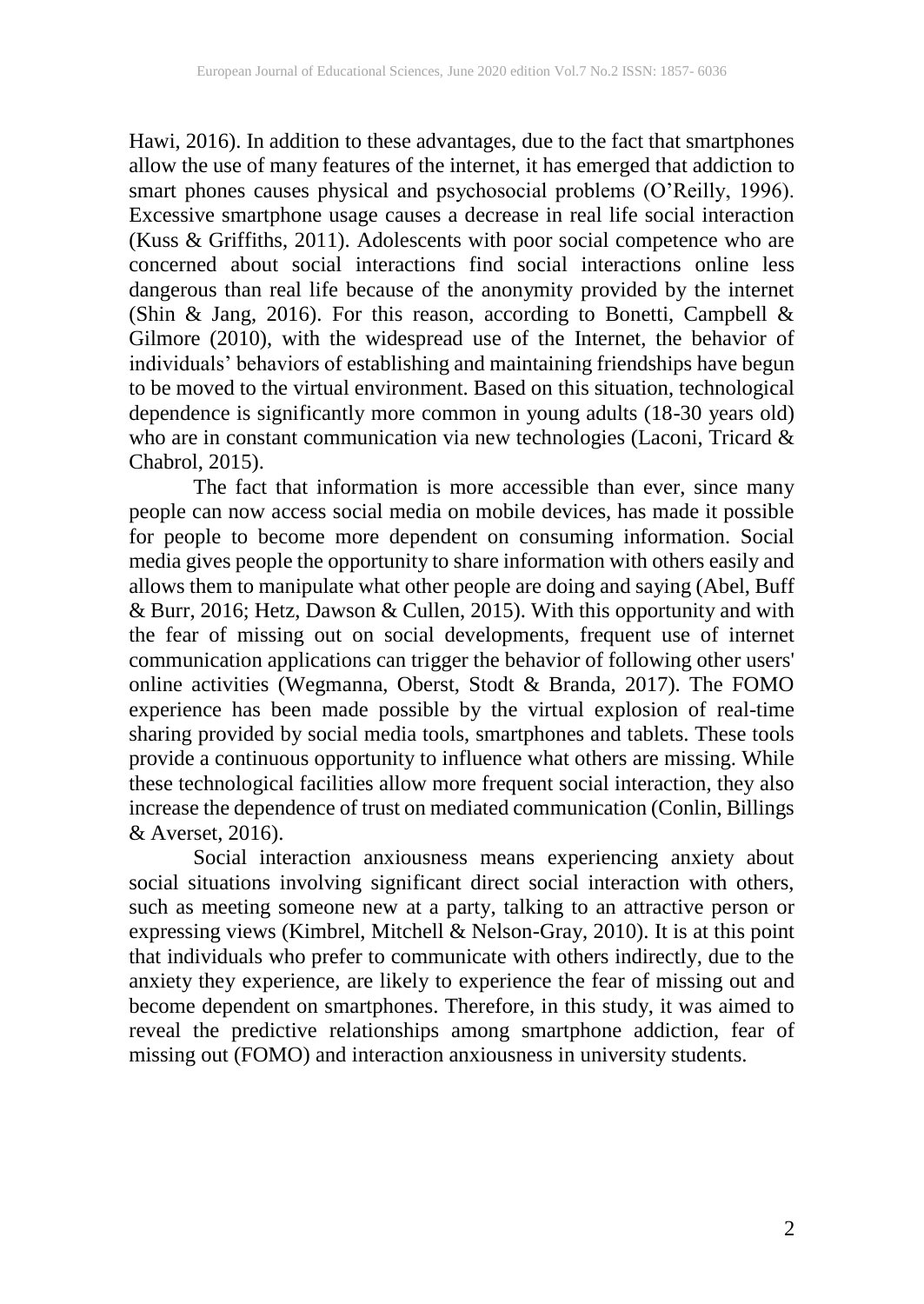Hawi, 2016). In addition to these advantages, due to the fact that smartphones allow the use of many features of the internet, it has emerged that addiction to smart phones causes physical and psychosocial problems (O'Reilly, 1996). Excessive smartphone usage causes a decrease in real life social interaction (Kuss & Griffiths, 2011). Adolescents with poor social competence who are concerned about social interactions find social interactions online less dangerous than real life because of the anonymity provided by the internet (Shin & Jang, 2016). For this reason, according to Bonetti, Campbell & Gilmore (2010), with the widespread use of the Internet, the behavior of individuals' behaviors of establishing and maintaining friendships have begun to be moved to the virtual environment. Based on this situation, technological dependence is significantly more common in young adults (18-30 years old) who are in constant communication via new technologies (Laconi, Tricard & Chabrol, 2015).

The fact that information is more accessible than ever, since many people can now access social media on mobile devices, has made it possible for people to become more dependent on consuming information. Social media gives people the opportunity to share information with others easily and allows them to manipulate what other people are doing and saying (Abel, Buff & Burr, 2016; Hetz, Dawson & Cullen, 2015). With this opportunity and with the fear of missing out on social developments, frequent use of internet communication applications can trigger the behavior of following other users' online activities (Wegmanna, Oberst, Stodt & Branda, 2017). The FOMO experience has been made possible by the virtual explosion of real-time sharing provided by social media tools, smartphones and tablets. These tools provide a continuous opportunity to influence what others are missing. While these technological facilities allow more frequent social interaction, they also increase the dependence of trust on mediated communication (Conlin, Billings & Averset, 2016).

Social interaction anxiousness means experiencing anxiety about social situations involving significant direct social interaction with others, such as meeting someone new at a party, talking to an attractive person or expressing views (Kimbrel, Mitchell & Nelson-Gray, 2010). It is at this point that individuals who prefer to communicate with others indirectly, due to the anxiety they experience, are likely to experience the fear of missing out and become dependent on smartphones. Therefore, in this study, it was aimed to reveal the predictive relationships among smartphone addiction, fear of missing out (FOMO) and interaction anxiousness in university students.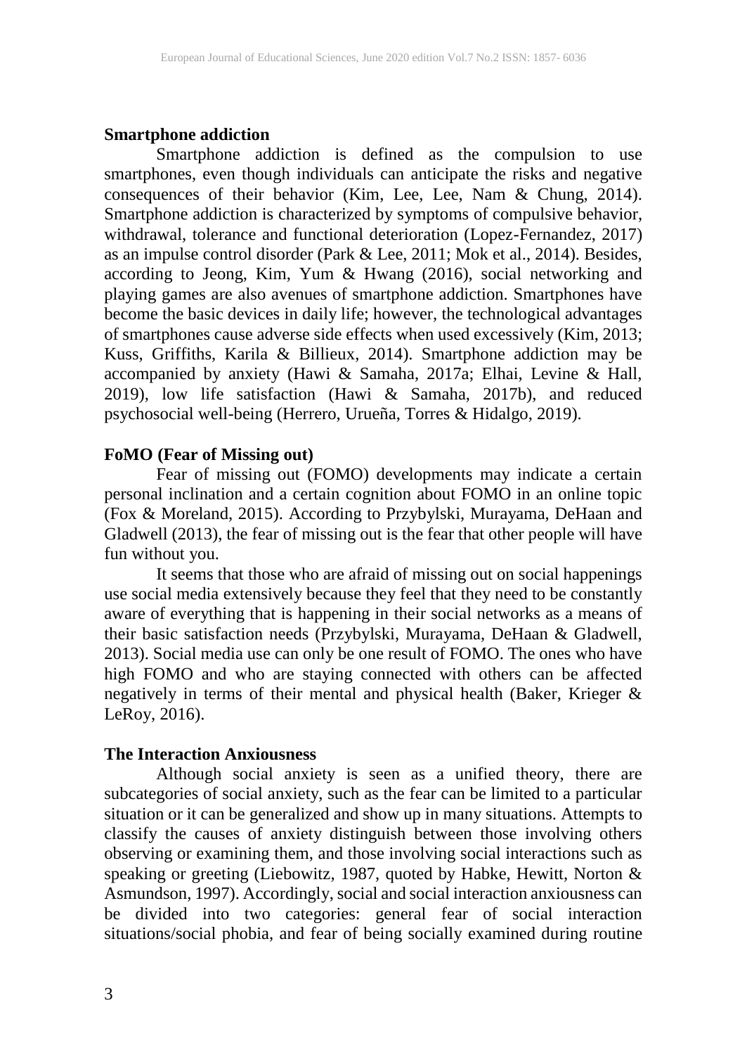**Smartphone addiction**

Smartphone addiction is defined as the compulsion to use smartphones, even though individuals can anticipate the risks and negative consequences of their behavior (Kim, Lee, Lee, Nam & Chung, 2014). Smartphone addiction is characterized by symptoms of compulsive behavior, withdrawal, tolerance and functional deterioration (Lopez-Fernandez, 2017) as an impulse control disorder (Park & Lee, 2011; Mok et al., 2014). Besides, according to Jeong, Kim, Yum & Hwang (2016), social networking and playing games are also avenues of smartphone addiction. Smartphones have become the basic devices in daily life; however, the technological advantages of smartphones cause adverse side effects when used excessively (Kim, 2013; Kuss, Griffiths, Karila & Billieux, 2014). Smartphone addiction may be accompanied by anxiety (Hawi & Samaha, 2017a; Elhai, Levine & Hall, 2019), low life satisfaction (Hawi & Samaha, 2017b), and reduced psychosocial well-being (Herrero, Urueña, Torres & Hidalgo, 2019).

**FoMO (Fear of Missing out)**

Fear of missing out (FOMO) developments may indicate a certain personal inclination and a certain cognition about FOMO in an online topic (Fox & Moreland, 2015). According to Przybylski, Murayama, DeHaan and Gladwell (2013), the fear of missing out is the fear that other people will have fun without you.

It seems that those who are afraid of missing out on social happenings use social media extensively because they feel that they need to be constantly aware of everything that is happening in their social networks as a means of their basic satisfaction needs (Przybylski, Murayama, DeHaan & Gladwell, 2013). Social media use can only be one result of FOMO. The ones who have high FOMO and who are staying connected with others can be affected negatively in terms of their mental and physical health (Baker, Krieger & LeRoy, 2016).

**The Interaction Anxiousness**

Although social anxiety is seen as a unified theory, there are subcategories of social anxiety, such as the fear can be limited to a particular situation or it can be generalized and show up in many situations. Attempts to classify the causes of anxiety distinguish between those involving others observing or examining them, and those involving social interactions such as speaking or greeting (Liebowitz, 1987, quoted by Habke, Hewitt, Norton & Asmundson, 1997). Accordingly, social and social interaction anxiousness can be divided into two categories: general fear of social interaction situations/social phobia, and fear of being socially examined during routine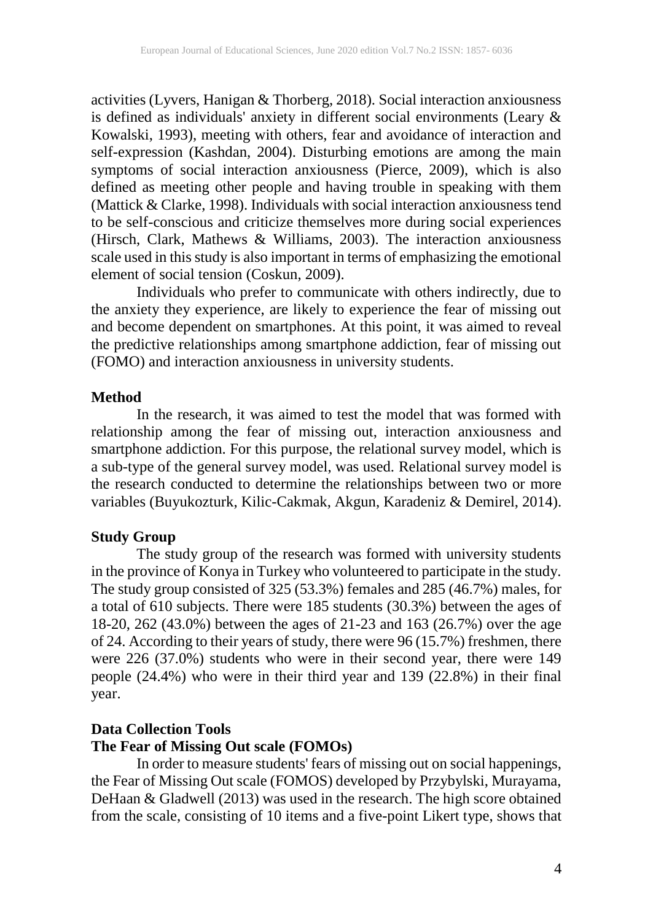activities (Lyvers, Hanigan & Thorberg, 2018). Social interaction anxiousness is defined as individuals' anxiety in different social environments (Leary & Kowalski, 1993), meeting with others, fear and avoidance of interaction and self-expression (Kashdan, 2004). Disturbing emotions are among the main symptoms of social interaction anxiousness (Pierce, 2009), which is also defined as meeting other people and having trouble in speaking with them (Mattick & Clarke, 1998). Individuals with social interaction anxiousness tend to be self-conscious and criticize themselves more during social experiences (Hirsch, Clark, Mathews & Williams, 2003). The interaction anxiousness scale used in this study is also important in terms of emphasizing the emotional element of social tension (Coskun, 2009).

Individuals who prefer to communicate with others indirectly, due to the anxiety they experience, are likely to experience the fear of missing out and become dependent on smartphones. At this point, it was aimed to reveal the predictive relationships among smartphone addiction, fear of missing out (FOMO) and interaction anxiousness in university students.

## Method

In the research, it was aimed to test the model that was formed with relationship among the fear of missing out, interaction anxiousness and smartphone addiction. For this purpose, the relational survey model, which is a sub-type of the general survey model, was used. Relational survey model is the research conducted to determine the relationships between two or more variables (Buyukozturk, Kilic-Cakmak, Akgun, Karadeniz & Demirel, 2014).

### Study Group

The study group of the research was formed with university students in the province of Konya in Turkey who volunteered to participate in the study. The study group consisted of 325 (53.3%) females and 285 (46.7%) males, for a total of 610 subjects. There were 185 students (30.3%) between the ages of 18-20, 262 (43.0%) between the ages of 21-23 and 163 (26.7%) over the age of 24. According to their years of study, there were 96 (15.7%) freshmen, there were 226 (37.0%) students who were in their second year, there were 149 people (24.4%) who were in their third year and 139 (22.8%) in their final year.

### Data Collection Tools

#### The Fear of Missing Out scale (FOMOs)

In order to measure students' fears of missing out on social happenings, the Fear of Missing Out scale (FOMOS) developed by Przybylski, Murayama, DeHaan & Gladwell (2013) was used in the research. The high score obtained from the scale, consisting of 10 items and a five-point Likert type, shows that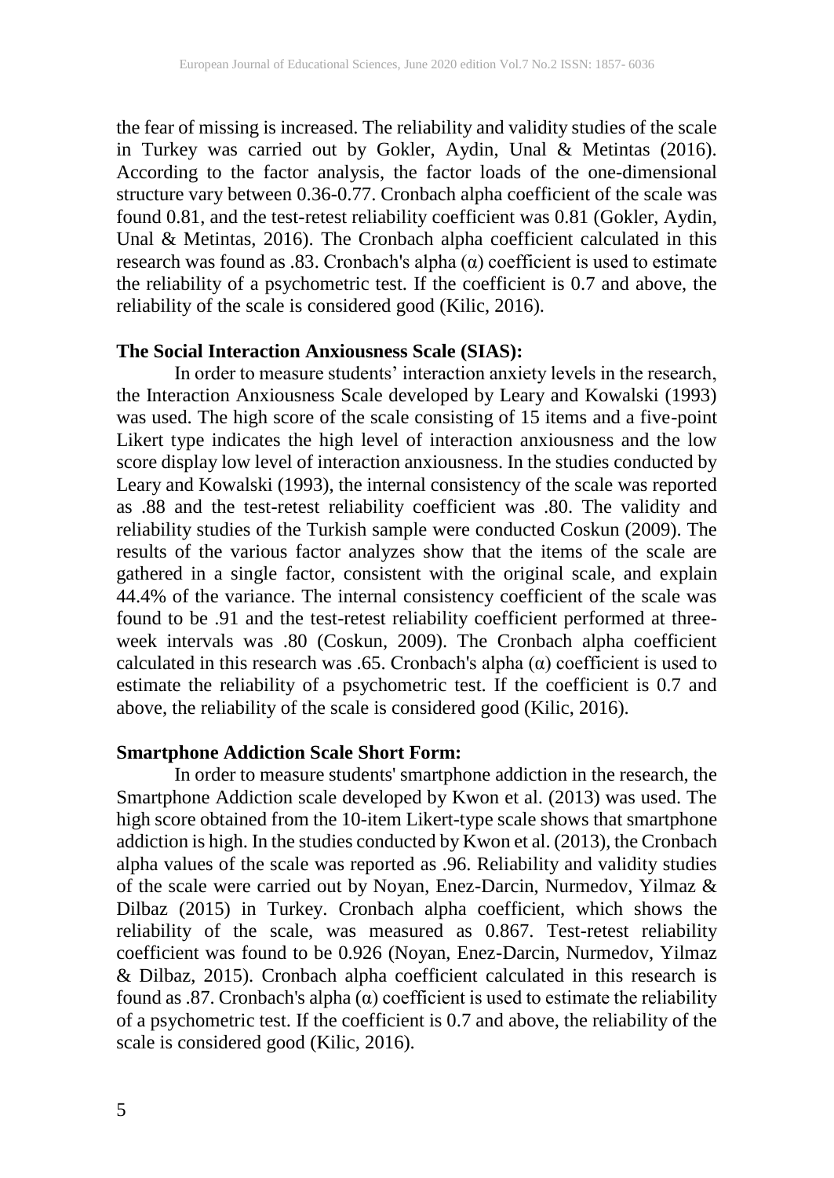the fear of missing is increased. The reliability and validity studies of the scale in Turkey was carried out by Gokler, Aydin, Unal & Metintas (2016). According to the factor analysis, the factor loads of the one-dimensional structure vary between 0.36-0.77. Cronbach alpha coefficient of the scale was found 0.81, and the test-retest reliability coefficient was 0.81 (Gokler, Aydin, Unal & Metintas, 2016). The Cronbach alpha coefficient calculated in this research was found as .83. Cronbach's alpha (α) coefficient is used to estimate the reliability of a psychometric test. If the coefficient is 0.7 and above, the reliability of the scale is considered good (Kilic, 2016).

**The Social Interaction Anxiousness Scale (SIAS):**

In order to measure students' interaction anxiety levels in the research, the Interaction Anxiousness Scale developed by Leary and Kowalski (1993) was used. The high score of the scale consisting of 15 items and a five-point Likert type indicates the high level of interaction anxiousness and the low score display low level of interaction anxiousness. In the studies conducted by Leary and Kowalski (1993), the internal consistency of the scale was reported as .88 and the test-retest reliability coefficient was .80. The validity and reliability studies of the Turkish sample were conducted Coskun (2009). The results of the various factor analyzes show that the items of the scale are gathered in a single factor, consistent with the original scale, and explain 44.4% of the variance. The internal consistency coefficient of the scale was found to be .91 and the test-retest reliability coefficient performed at three-week intervals was .80 (Coskun, 2009). The Cronbach alpha coefficient calculated in this research was .65. Cronbach's alpha (α) coefficient is used to estimate the reliability of a psychometric test. If the coefficient is 0.7 and above, the reliability of the scale is considered good (Kilic, 2016).

**Smartphone Addiction Scale Short Form:**

In order to measure students' smartphone addiction in the research, the Smartphone Addiction scale developed by Kwon et al. (2013) was used. The high score obtained from the 10-item Likert-type scale shows that smartphone addiction is high. In the studies conducted by Kwon et al. (2013), the Cronbach alpha values of the scale was reported as .96. Reliability and validity studies of the scale were carried out by Noyan, Enez-Darcin, Nurmedov, Yilmaz & Dilbaz (2015) in Turkey. Cronbach alpha coefficient, which shows the reliability of the scale, was measured as 0.867. Test-retest reliability coefficient was found to be 0.926 (Noyan, Enez-Darcin, Nurmedov, Yilmaz & Dilbaz, 2015). Cronbach alpha coefficient calculated in this research is found as .87. Cronbach's alpha (α) coefficient is used to estimate the reliability of a psychometric test. If the coefficient is 0.7 and above, the reliability of the scale is considered good (Kilic, 2016).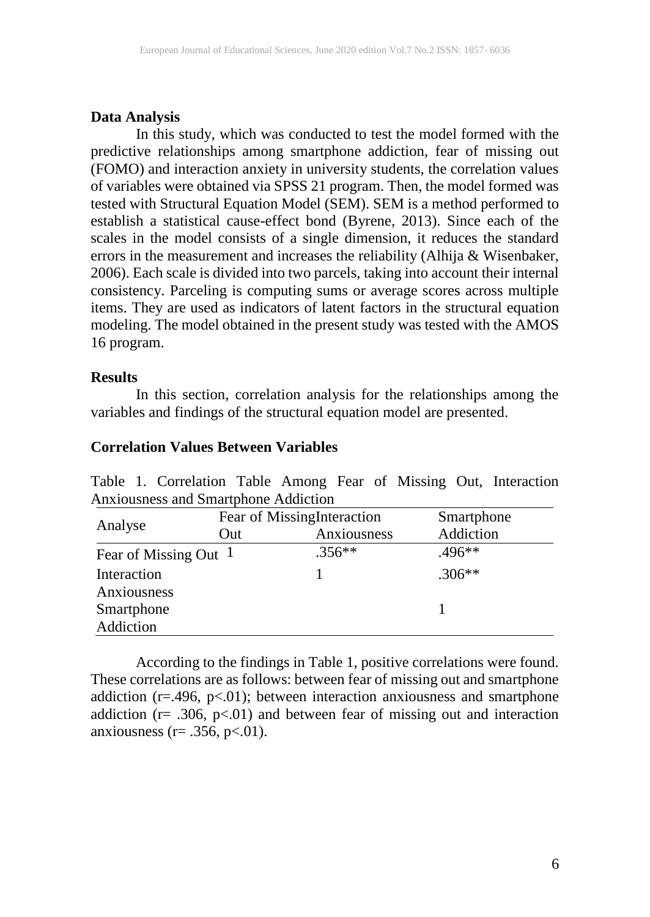**Data Analysis**

In this study, which was conducted to test the model formed with the predictive relationships among smartphone addiction, fear of missing out (FOMO) and interaction anxiety in university students, the correlation values of variables were obtained via SPSS 21 program. Then, the model formed was tested with Structural Equation Model (SEM). SEM is a method performed to establish a statistical cause-effect bond (Byrene, 2013). Since each of the scales in the model consists of a single dimension, it reduces the standard errors in the measurement and increases the reliability (Alhija & Wisenbaker, 2006). Each scale is divided into two parcels, taking into account their internal consistency. Parceling is computing sums or average scores across multiple items. They are used as indicators of latent factors in the structural equation modeling. The model obtained in the present study was tested with the AMOS 16 program.

**Results**

In this section, correlation analysis for the relationships among the variables and findings of the structural equation model are presented.

**Correlation Values Between Variables**

Table 1. Correlation Table Among Fear of Missing Out, Interaction Anxiousness and Smartphone Addiction

| Analyse | Fear of Missing Out | Interaction Anxiousness | Smartphone Addiction |
|---|---|---|---|
| Fear of Missing Out | 1 | .356** | .496** |
| Interaction Anxiousness | | 1 | .306** |
| Smartphone Addiction | | | 1 |

According to the findings in Table 1, positive correlations were found. These correlations are as follows: between fear of missing out and smartphone addiction ($r=.496$, $p<.01$); between interaction anxiousness and smartphone addiction ($r= .306$, $p<.01$) and between fear of missing out and interaction anxiousness ($r= .356$, $p<.01$).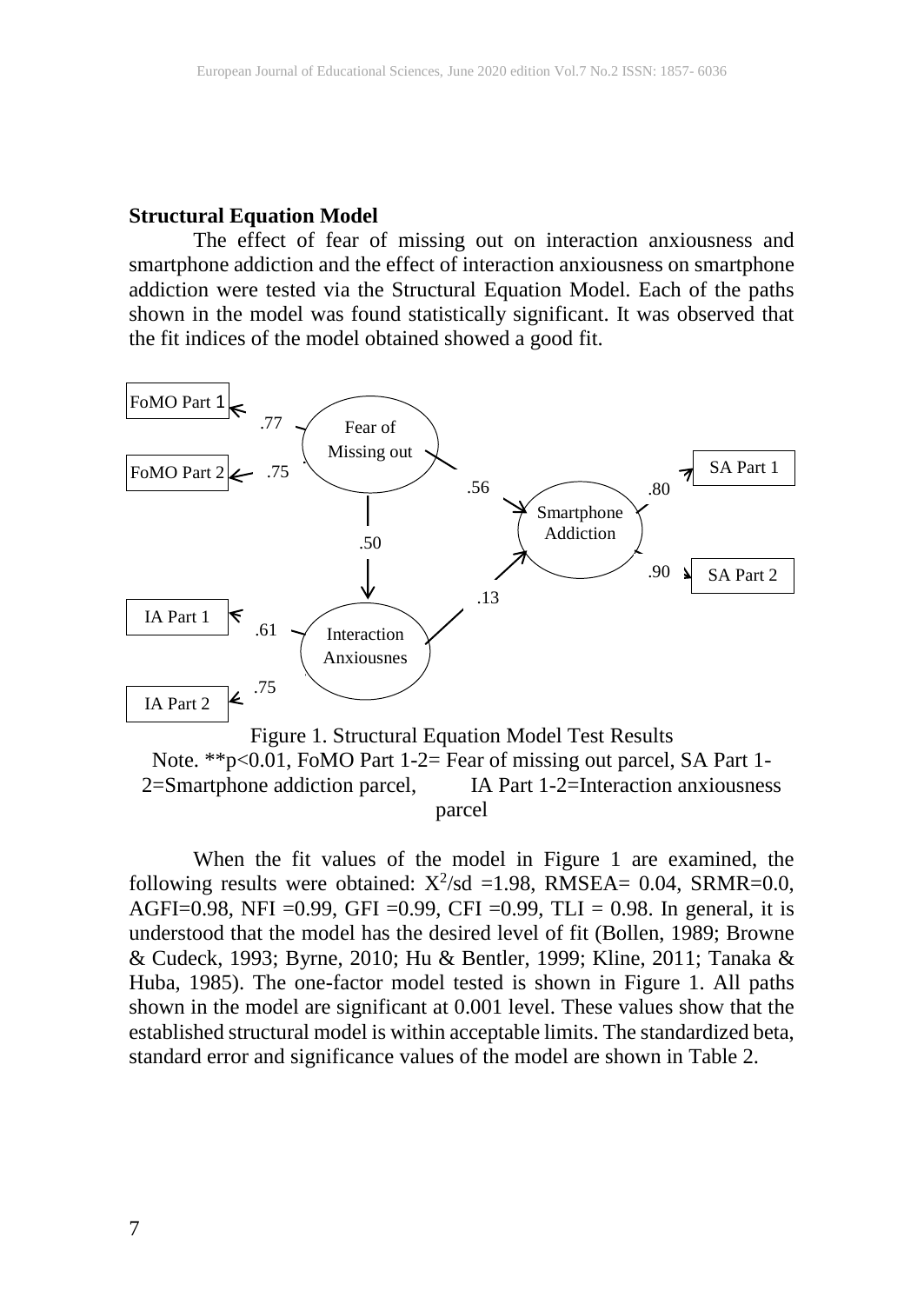**Structural Equation Model**

The effect of fear of missing out on interaction anxiousness and smartphone addiction and the effect of interaction anxiousness on smartphone addiction were tested via the Structural Equation Model. Each of the paths shown in the model was found statistically significant. It was observed that the fit indices of the model obtained showed a good fit.

Figure 1. Structural Equation Model Test Results

Note. **p<0.01, FoMO Part 1-2= Fear of missing out parcel, SA Part 1-2=Smartphone addiction parcel, IA Part 1-2=Interaction anxiousness parcel

When the fit values of the model in Figure 1 are examined, the following results were obtained: $X^2$/sd =1.98, RMSEA= 0.04, SRMR=0.0, AGFI=0.98, NFI =0.99, GFI =0.99, CFI =0.99, TLI = 0.98. In general, it is understood that the model has the desired level of fit (Bollen, 1989; Browne & Cudeck, 1993; Byrne, 2010; Hu & Bentler, 1999; Kline, 2011; Tanaka & Huba, 1985). The one-factor model tested is shown in Figure 1. All paths shown in the model are significant at 0.001 level. These values show that the established structural model is within acceptable limits. The standardized beta, standard error and significance values of the model are shown in Table 2.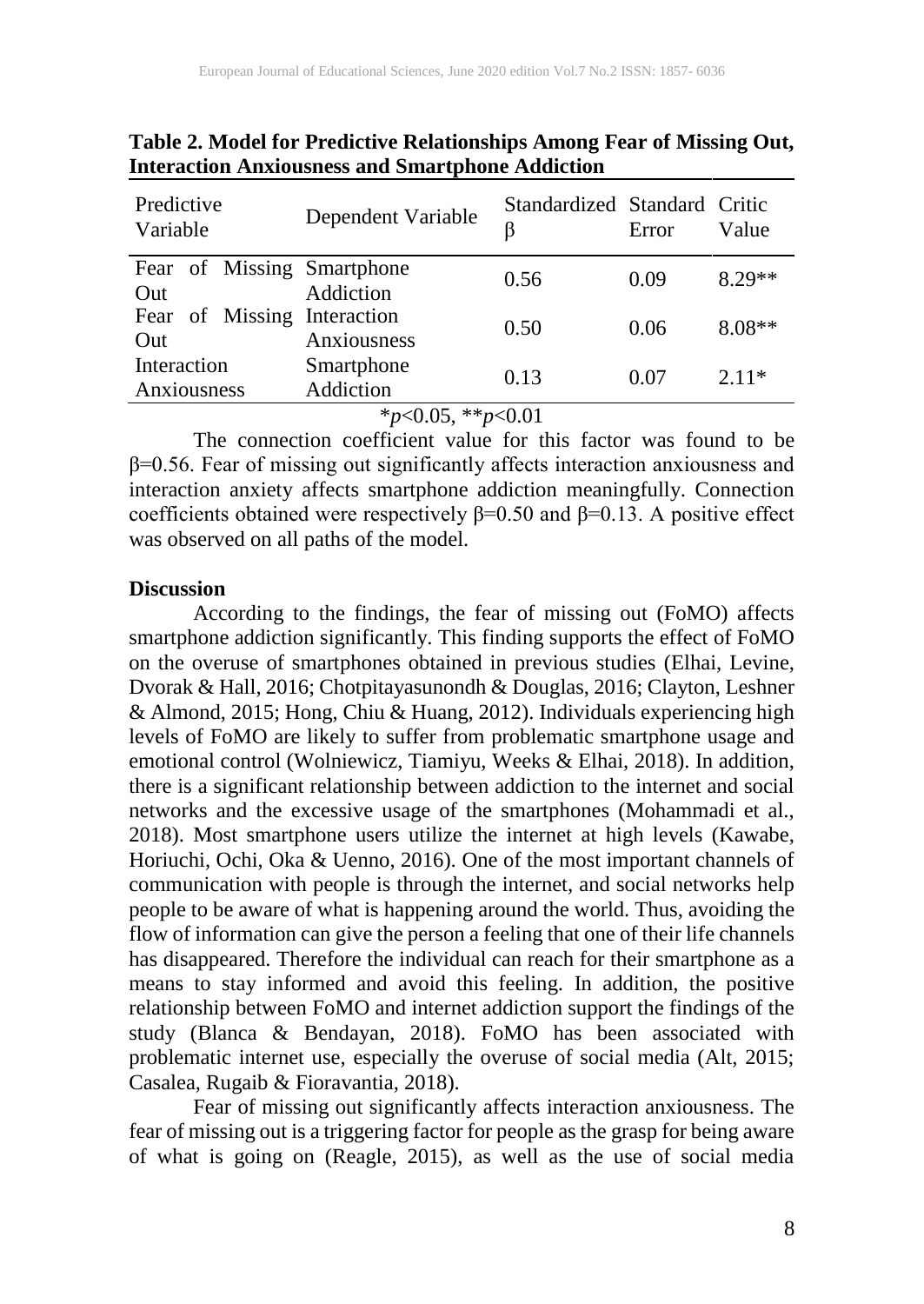**Table 2. Model for Predictive Relationships Among Fear of Missing Out, Interaction Anxiousness and Smartphone Addiction**

| Predictive Variable | Dependent Variable | Standardized β | Standard Error | Critic Value |
|---|---|---|---|---|
| Fear of Missing Out | Smartphone Addiction | 0.56 | 0.09 | 8.29** |
| Fear of Missing Out | Interaction Anxiousness | 0.50 | 0.06 | 8.08** |
| Interaction Anxiousness | Smartphone Addiction | 0.13 | 0.07 | 2.11* |

*$p<0.05$, **$p<0.01$

The connection coefficient value for this factor was found to be β=0.56. Fear of missing out significantly affects interaction anxiousness and interaction anxiety affects smartphone addiction meaningfully. Connection coefficients obtained were respectively β=0.50 and β=0.13. A positive effect was observed on all paths of the model.

**Discussion**

According to the findings, the fear of missing out (FoMO) affects smartphone addiction significantly. This finding supports the effect of FoMO on the overuse of smartphones obtained in previous studies (Elhai, Levine, Dvorak & Hall, 2016; Chotpitayasunondh & Douglas, 2016; Clayton, Leshner & Almond, 2015; Hong, Chiu & Huang, 2012). Individuals experiencing high levels of FoMO are likely to suffer from problematic smartphone usage and emotional control (Wolniewicz, Tiamiyu, Weeks & Elhai, 2018). In addition, there is a significant relationship between addiction to the internet and social networks and the excessive usage of the smartphones (Mohammadi et al., 2018). Most smartphone users utilize the internet at high levels (Kawabe, Horiuchi, Ochi, Oka & Uenno, 2016). One of the most important channels of communication with people is through the internet, and social networks help people to be aware of what is happening around the world. Thus, avoiding the flow of information can give the person a feeling that one of their life channels has disappeared. Therefore the individual can reach for their smartphone as a means to stay informed and avoid this feeling. In addition, the positive relationship between FoMO and internet addiction support the findings of the study (Blanca & Bendayan, 2018). FoMO has been associated with problematic internet use, especially the overuse of social media (Alt, 2015; Casalea, Rugaib & Fioravantia, 2018).

Fear of missing out significantly affects interaction anxiousness. The fear of missing out is a triggering factor for people as the grasp for being aware of what is going on (Reagle, 2015), as well as the use of social media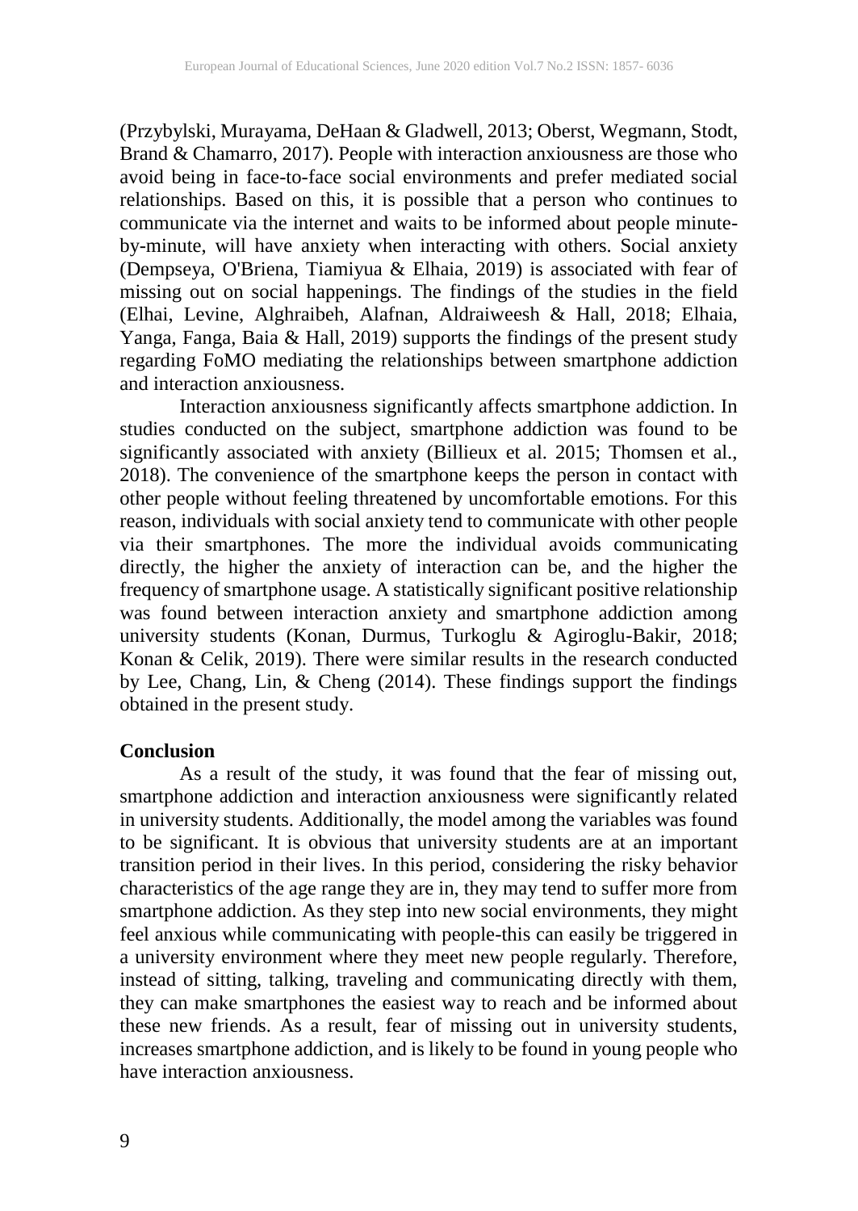(Przybylski, Murayama, DeHaan & Gladwell, 2013; Oberst, Wegmann, Stodt, Brand & Chamarro, 2017). People with interaction anxiousness are those who avoid being in face-to-face social environments and prefer mediated social relationships. Based on this, it is possible that a person who continues to communicate via the internet and waits to be informed about people minute-by-minute, will have anxiety when interacting with others. Social anxiety (Dempseya, O'Briena, Tiamiyua & Elhaia, 2019) is associated with fear of missing out on social happenings. The findings of the studies in the field (Elhai, Levine, Alghraibeh, Alafnan, Aldraiweesh & Hall, 2018; Elhaia, Yanga, Fanga, Baia & Hall, 2019) supports the findings of the present study regarding FoMO mediating the relationships between smartphone addiction and interaction anxiousness.

Interaction anxiousness significantly affects smartphone addiction. In studies conducted on the subject, smartphone addiction was found to be significantly associated with anxiety (Billieux et al. 2015; Thomsen et al., 2018). The convenience of the smartphone keeps the person in contact with other people without feeling threatened by uncomfortable emotions. For this reason, individuals with social anxiety tend to communicate with other people via their smartphones. The more the individual avoids communicating directly, the higher the anxiety of interaction can be, and the higher the frequency of smartphone usage. A statistically significant positive relationship was found between interaction anxiety and smartphone addiction among university students (Konan, Durmus, Turkoglu & Agiroglu-Bakir, 2018; Konan & Celik, 2019). There were similar results in the research conducted by Lee, Chang, Lin, & Cheng (2014). These findings support the findings obtained in the present study.

## Conclusion

As a result of the study, it was found that the fear of missing out, smartphone addiction and interaction anxiousness were significantly related in university students. Additionally, the model among the variables was found to be significant. It is obvious that university students are at an important transition period in their lives. In this period, considering the risky behavior characteristics of the age range they are in, they may tend to suffer more from smartphone addiction. As they step into new social environments, they might feel anxious while communicating with people-this can easily be triggered in a university environment where they meet new people regularly. Therefore, instead of sitting, talking, traveling and communicating directly with them, they can make smartphones the easiest way to reach and be informed about these new friends. As a result, fear of missing out in university students, increases smartphone addiction, and is likely to be found in young people who have interaction anxiousness.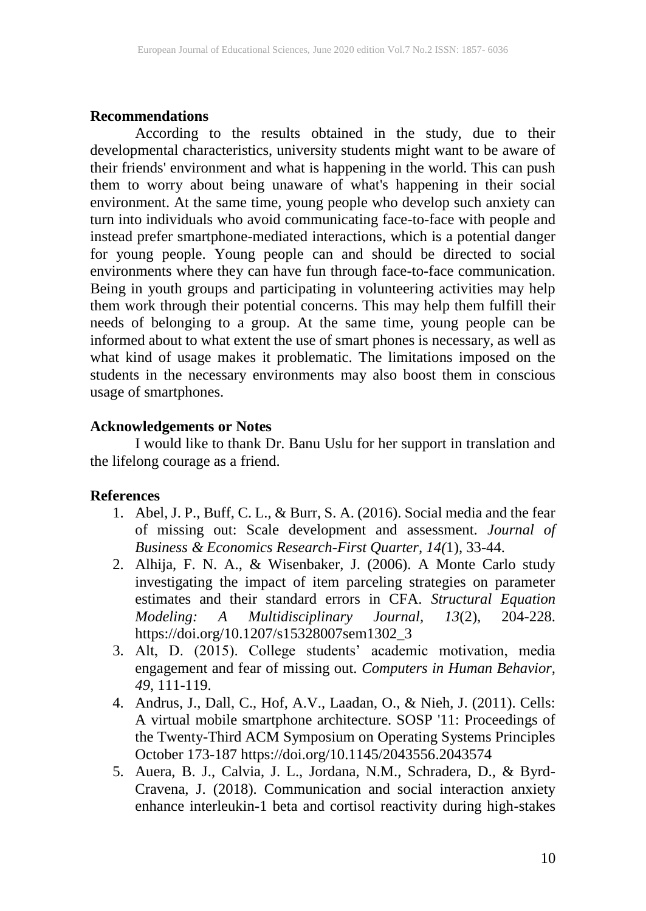## Recommendations

According to the results obtained in the study, due to their developmental characteristics, university students might want to be aware of their friends' environment and what is happening in the world. This can push them to worry about being unaware of what's happening in their social environment. At the same time, young people who develop such anxiety can turn into individuals who avoid communicating face-to-face with people and instead prefer smartphone-mediated interactions, which is a potential danger for young people. Young people can and should be directed to social environments where they can have fun through face-to-face communication. Being in youth groups and participating in volunteering activities may help them work through their potential concerns. This may help them fulfill their needs of belonging to a group. At the same time, young people can be informed about to what extent the use of smart phones is necessary, as well as what kind of usage makes it problematic. The limitations imposed on the students in the necessary environments may also boost them in conscious usage of smartphones.

## Acknowledgements or Notes

I would like to thank Dr. Banu Uslu for her support in translation and the lifelong courage as a friend.

## References

1. Abel, J. P., Buff, C. L., & Burr, S. A. (2016). Social media and the fear of missing out: Scale development and assessment. *Journal of Business & Economics Research-First Quarter, 14(*1), 33-44.
2. Alhija, F. N. A., & Wisenbaker, J. (2006). A Monte Carlo study investigating the impact of item parceling strategies on parameter estimates and their standard errors in CFA. *Structural Equation Modeling: A Multidisciplinary Journal*, *13*(2), 204-228. https://doi.org/10.1207/s15328007sem1302_3
3. Alt, D. (2015). College students' academic motivation, media engagement and fear of missing out. *Computers in Human Behavior*, *49*, 111-119.
4. Andrus, J., Dall, C., Hof, A.V., Laadan, O., & Nieh, J. (2011). Cells: A virtual mobile smartphone architecture. SOSP '11: Proceedings of the Twenty-Third ACM Symposium on Operating Systems Principles October 173-187 https://doi.org/10.1145/2043556.2043574
5. Auera, B. J., Calvia, J. L., Jordana, N.M., Schradera, D., & Byrd-Cravena, J. (2018). Communication and social interaction anxiety enhance interleukin-1 beta and cortisol reactivity during high-stakes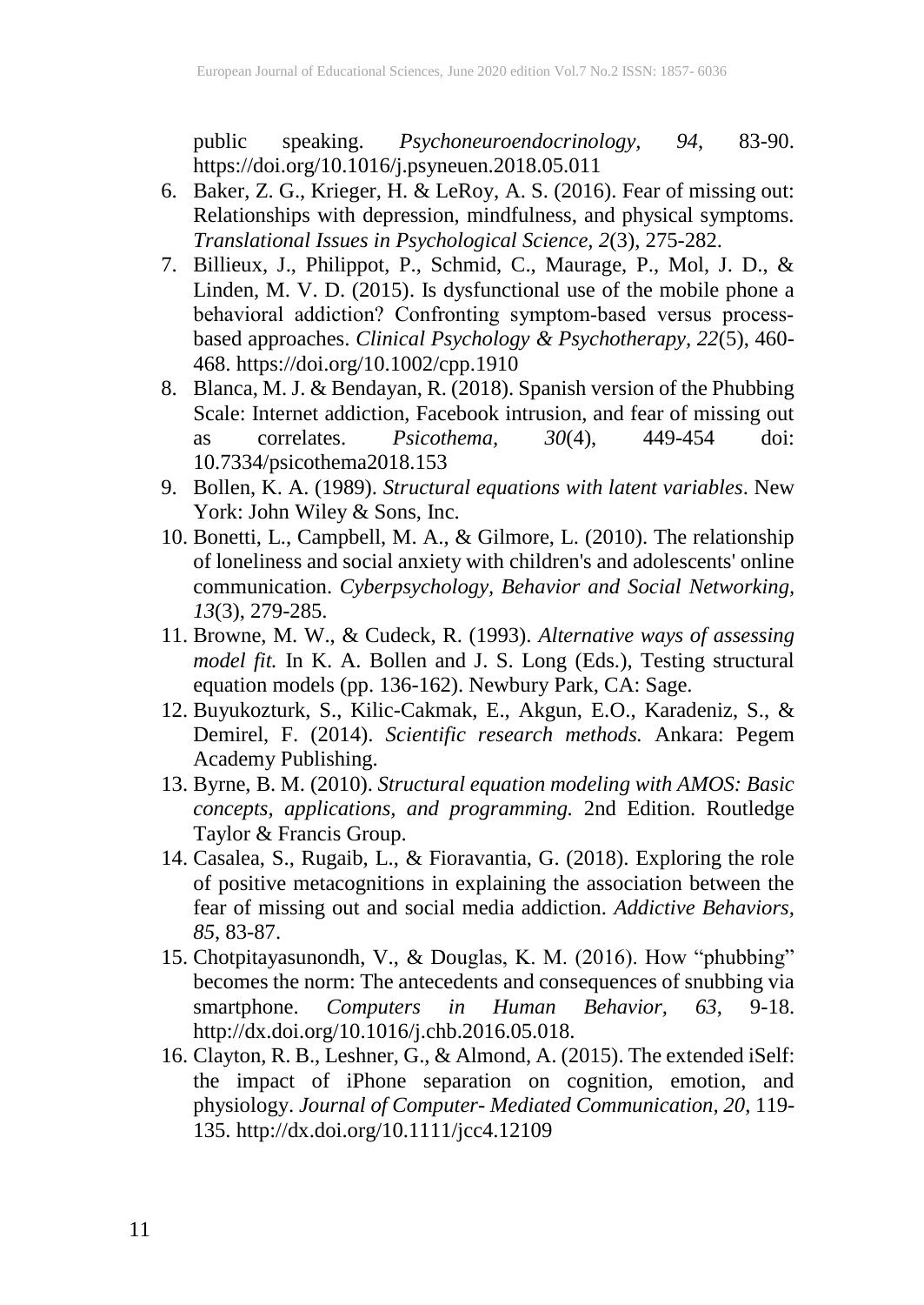public speaking. *Psychoneuroendocrinology, 94*, 83-90. https://doi.org/10.1016/j.psyneuen.2018.05.011

6. Baker, Z. G., Krieger, H. & LeRoy, A. S. (2016). Fear of missing out: Relationships with depression, mindfulness, and physical symptoms. *Translational Issues in Psychological Science, 2*(3), 275-282.
7. Billieux, J., Philippot, P., Schmid, C., Maurage, P., Mol, J. D., & Linden, M. V. D. (2015). Is dysfunctional use of the mobile phone a behavioral addiction? Confronting symptom-based versus process-based approaches. *Clinical Psychology & Psychotherapy, 22*(5), 460-468. https://doi.org/10.1002/cpp.1910
8. Blanca, M. J. & Bendayan, R. (2018). Spanish version of the Phubbing Scale: Internet addiction, Facebook intrusion, and fear of missing out as correlates. *Psicothema, 30*(4), 449-454 doi: 10.7334/psicothema2018.153
9. Bollen, K. A. (1989). *Structural equations with latent variables*. New York: John Wiley & Sons, Inc.
10. Bonetti, L., Campbell, M. A., & Gilmore, L. (2010). The relationship of loneliness and social anxiety with children's and adolescents' online communication. *Cyberpsychology, Behavior and Social Networking, 13*(3), 279-285.
11. Browne, M. W., & Cudeck, R. (1993). *Alternative ways of assessing model fit.* In K. A. Bollen and J. S. Long (Eds.), Testing structural equation models (pp. 136-162). Newbury Park, CA: Sage.
12. Buyukozturk, S., Kilic-Cakmak, E., Akgun, E.O., Karadeniz, S., & Demirel, F. (2014). *Scientific research methods.* Ankara: Pegem Academy Publishing.
13. Byrne, B. M. (2010). *Structural equation modeling with AMOS: Basic concepts, applications, and programming.* 2nd Edition. Routledge Taylor & Francis Group.
14. Casalea, S., Rugaib, L., & Fioravantia, G. (2018). Exploring the role of positive metacognitions in explaining the association between the fear of missing out and social media addiction. *Addictive Behaviors, 85*, 83-87.
15. Chotpitayasunondh, V., & Douglas, K. M. (2016). How "phubbing" becomes the norm: The antecedents and consequences of snubbing via smartphone. *Computers in Human Behavior, 63*, 9-18. http://dx.doi.org/10.1016/j.chb.2016.05.018.
16. Clayton, R. B., Leshner, G., & Almond, A. (2015). The extended iSelf: the impact of iPhone separation on cognition, emotion, and physiology. *Journal of Computer- Mediated Communication, 20*, 119-135. http://dx.doi.org/10.1111/jcc4.12109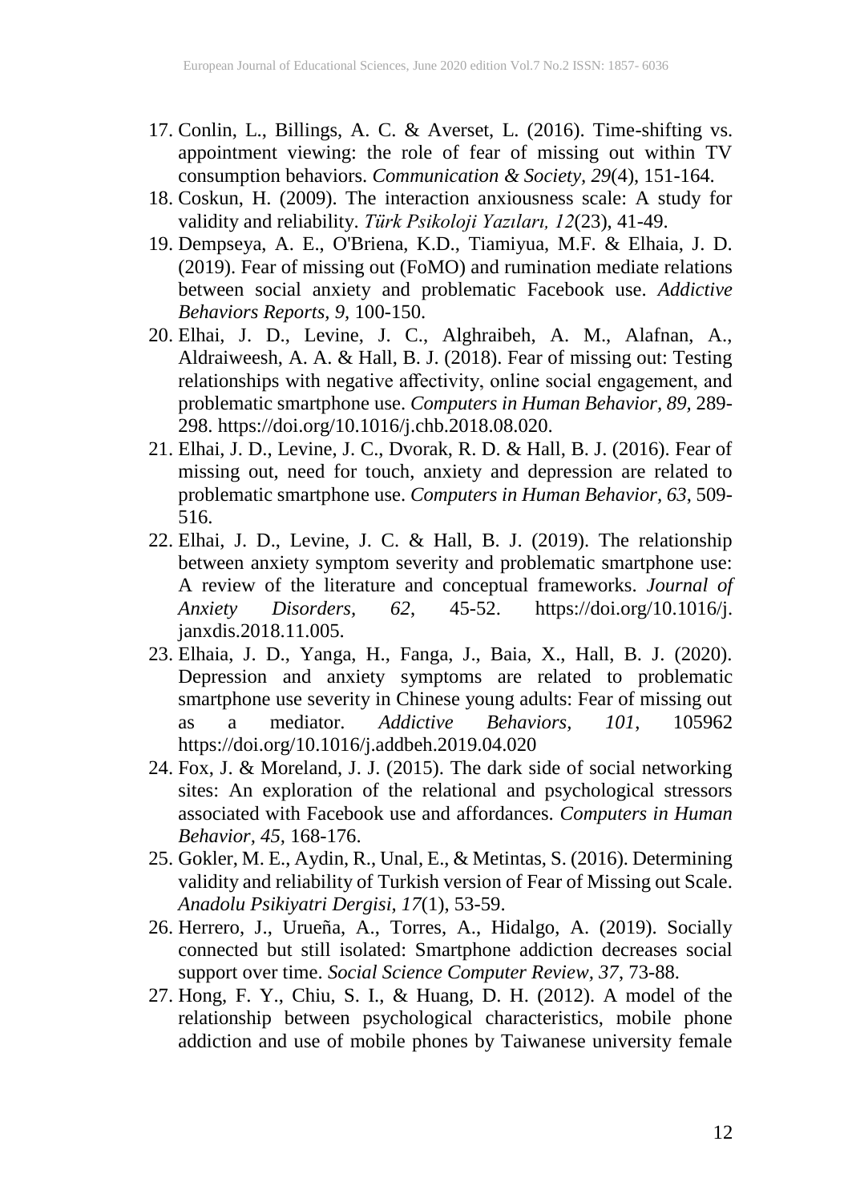17. Conlin, L., Billings, A. C. & Averset, L. (2016). Time-shifting vs. appointment viewing: the role of fear of missing out within TV consumption behaviors. *Communication & Society, 29*(4), 151-164.
18. Coskun, H. (2009). The interaction anxiousness scale: A study for validity and reliability. *Türk Psikoloji Yazıları, 12*(23), 41-49.
19. Dempseya, A. E., O'Briena, K.D., Tiamiyua, M.F. & Elhaia, J. D. (2019). Fear of missing out (FoMO) and rumination mediate relations between social anxiety and problematic Facebook use. *Addictive Behaviors Reports, 9,* 100-150.
20. Elhai, J. D., Levine, J. C., Alghraibeh, A. M., Alafnan, A., Aldraiweesh, A. A. & Hall, B. J. (2018). Fear of missing out: Testing relationships with negative affectivity, online social engagement, and problematic smartphone use. *Computers in Human Behavior, 89,* 289-298. https://doi.org/10.1016/j.chb.2018.08.020.
21. Elhai, J. D., Levine, J. C., Dvorak, R. D. & Hall, B. J. (2016). Fear of missing out, need for touch, anxiety and depression are related to problematic smartphone use. *Computers in Human Behavior, 63*, 509-516.
22. Elhai, J. D., Levine, J. C. & Hall, B. J. (2019). The relationship between anxiety symptom severity and problematic smartphone use: A review of the literature and conceptual frameworks. *Journal of Anxiety Disorders, 62*, 45-52. https://doi.org/10.1016/j.janxdis.2018.11.005.
23. Elhaia, J. D., Yanga, H., Fanga, J., Baia, X., Hall, B. J. (2020). Depression and anxiety symptoms are related to problematic smartphone use severity in Chinese young adults: Fear of missing out as a mediator. *Addictive Behaviors, 101*, 105962 https://doi.org/10.1016/j.addbeh.2019.04.020
24. Fox, J. & Moreland, J. J. (2015). The dark side of social networking sites: An exploration of the relational and psychological stressors associated with Facebook use and affordances. *Computers in Human Behavior, 45,* 168-176.
25. Gokler, M. E., Aydin, R., Unal, E., & Metintas, S. (2016). Determining validity and reliability of Turkish version of Fear of Missing out Scale. *Anadolu Psikiyatri Dergisi, 17*(1), 53-59.
26. Herrero, J., Urueña, A., Torres, A., Hidalgo, A. (2019). Socially connected but still isolated: Smartphone addiction decreases social support over time. *Social Science Computer Review, 37*, 73-88.
27. Hong, F. Y., Chiu, S. I., & Huang, D. H. (2012). A model of the relationship between psychological characteristics, mobile phone addiction and use of mobile phones by Taiwanese university female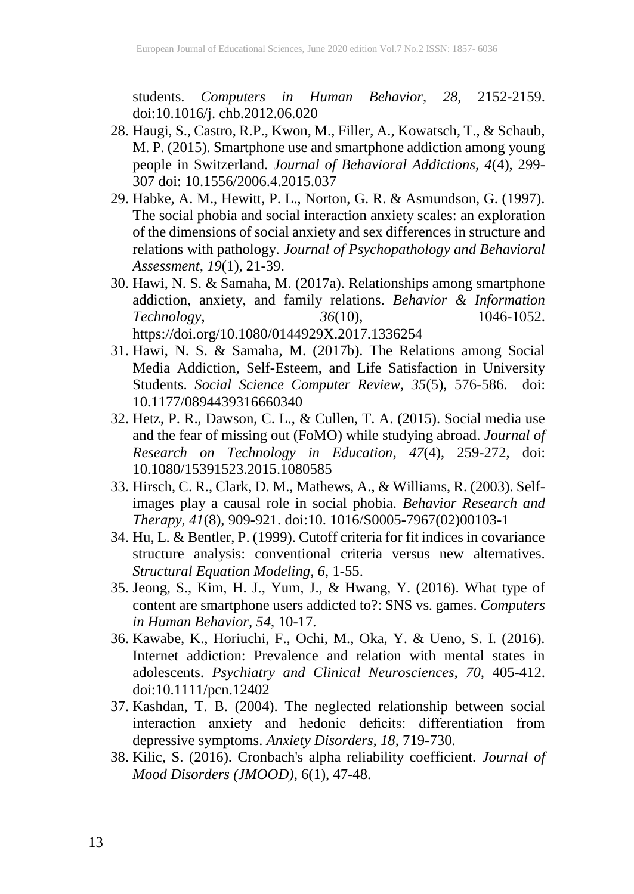students. *Computers in Human Behavior, 28,* 2152-2159. doi:10.1016/j. chb.2012.06.020

28. Haugi, S., Castro, R.P., Kwon, M., Filler, A., Kowatsch, T., & Schaub, M. P. (2015). Smartphone use and smartphone addiction among young people in Switzerland. *Journal of Behavioral Addictions, 4*(4), 299-307 doi: 10.1556/2006.4.2015.037
29. Habke, A. M., Hewitt, P. L., Norton, G. R. & Asmundson, G. (1997). The social phobia and social interaction anxiety scales: an exploration of the dimensions of social anxiety and sex differences in structure and relations with pathology. *Journal of Psychopathology and Behavioral Assessment, 19*(1), 21-39.
30. Hawi, N. S. & Samaha, M. (2017a). Relationships among smartphone addiction, anxiety, and family relations. *Behavior & Information Technology*, *36*(10), 1046-1052. https://doi.org/10.1080/0144929X.2017.1336254
31. Hawi, N. S. & Samaha, M. (2017b). The Relations among Social Media Addiction, Self-Esteem, and Life Satisfaction in University Students. *Social Science Computer Review*, *35*(5), 576-586. doi: 10.1177/0894439316660340
32. Hetz, P. R., Dawson, C. L., & Cullen, T. A. (2015). Social media use and the fear of missing out (FoMO) while studying abroad. *Journal of Research on Technology in Education*, *47*(4), 259-272, doi: 10.1080/15391523.2015.1080585
33. Hirsch, C. R., Clark, D. M., Mathews, A., & Williams, R. (2003). Self-images play a causal role in social phobia. *Behavior Research and Therapy, 41*(8), 909-921. doi:10. 1016/S0005-7967(02)00103-1
34. Hu, L. & Bentler, P. (1999). Cutoff criteria for fit indices in covariance structure analysis: conventional criteria versus new alternatives. *Structural Equation Modeling, 6*, 1-55.
35. Jeong, S., Kim, H. J., Yum, J., & Hwang, Y. (2016). What type of content are smartphone users addicted to?: SNS vs. games. *Computers in Human Behavior, 54*, 10-17.
36. Kawabe, K., Horiuchi, F., Ochi, M., Oka, Y. & Ueno, S. I. (2016). Internet addiction: Prevalence and relation with mental states in adolescents. *Psychiatry and Clinical Neurosciences, 70*, 405-412. doi:10.1111/pcn.12402
37. Kashdan, T. B. (2004). The neglected relationship between social interaction anxiety and hedonic deficits: differentiation from depressive symptoms. *Anxiety Disorders*, *18*, 719-730.
38. Kilic, S. (2016). Cronbach's alpha reliability coefficient. *Journal of Mood Disorders (JMOOD)*, 6(1), 47-48.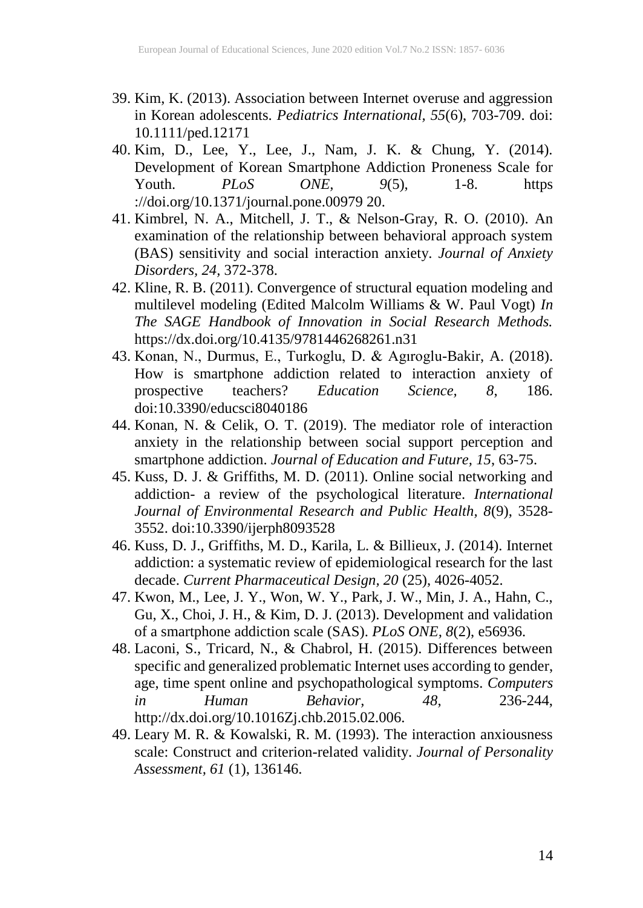39. Kim, K. (2013). Association between Internet overuse and aggression in Korean adolescents. *Pediatrics International, 55*(6), 703-709. doi: 10.1111/ped.12171
40. Kim, D., Lee, Y., Lee, J., Nam, J. K. & Chung, Y. (2014). Development of Korean Smartphone Addiction Proneness Scale for Youth. *PLoS ONE, 9*(5), 1-8. https ://doi.org/10.1371/journal.pone.00979 20.
41. Kimbrel, N. A., Mitchell, J. T., & Nelson-Gray, R. O. (2010). An examination of the relationship between behavioral approach system (BAS) sensitivity and social interaction anxiety. *Journal of Anxiety Disorders, 24*, 372-378.
42. Kline, R. B. (2011). Convergence of structural equation modeling and multilevel modeling (Edited Malcolm Williams & W. Paul Vogt) *In The SAGE Handbook of Innovation in Social Research Methods.* https://dx.doi.org/10.4135/9781446268261.n31
43. Konan, N., Durmus, E., Turkoglu, D. & Agıroglu-Bakir, A. (2018). How is smartphone addiction related to interaction anxiety of prospective teachers? *Education Science, 8*, 186. doi:10.3390/educsci8040186
44. Konan, N. & Celik, O. T. (2019). The mediator role of interaction anxiety in the relationship between social support perception and smartphone addiction. *Journal of Education and Future, 15*, 63-75.
45. Kuss, D. J. & Griffiths, M. D. (2011). Online social networking and addiction- a review of the psychological literature. *International Journal of Environmental Research and Public Health, 8*(9), 3528-3552. doi:10.3390/ijerph8093528
46. Kuss, D. J., Griffiths, M. D., Karila, L. & Billieux, J. (2014). Internet addiction: a systematic review of epidemiological research for the last decade. *Current Pharmaceutical Design, 20* (25), 4026-4052.
47. Kwon, M., Lee, J. Y., Won, W. Y., Park, J. W., Min, J. A., Hahn, C., Gu, X., Choi, J. H., & Kim, D. J. (2013). Development and validation of a smartphone addiction scale (SAS). *PLoS ONE, 8*(2), e56936.
48. Laconi, S., Tricard, N., & Chabrol, H. (2015). Differences between specific and generalized problematic Internet uses according to gender, age, time spent online and psychopathological symptoms. *Computers in Human Behavior, 48*, 236-244, http://dx.doi.org/10.1016Zj.chb.2015.02.006.
49. Leary M. R. & Kowalski, R. M. (1993). The interaction anxiousness scale: Construct and criterion-related validity. *Journal of Personality Assessment, 61* (1), 136146.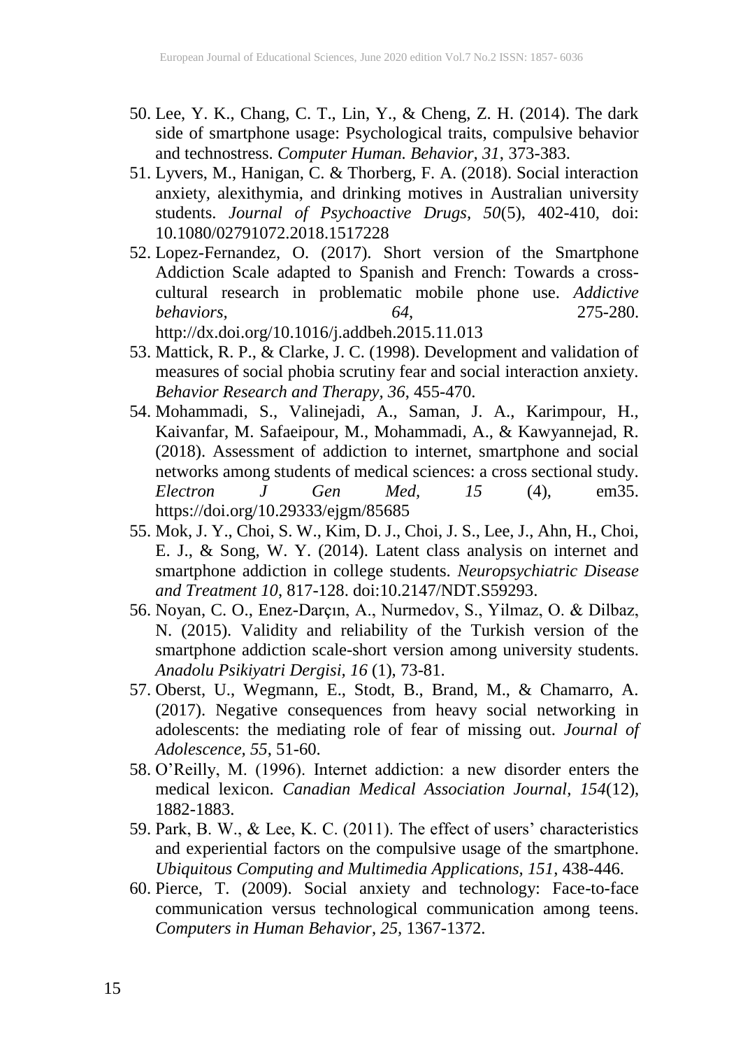50. Lee, Y. K., Chang, C. T., Lin, Y., & Cheng, Z. H. (2014). The dark side of smartphone usage: Psychological traits, compulsive behavior and technostress. *Computer Human. Behavior, 31*, 373-383.
51. Lyvers, M., Hanigan, C. & Thorberg, F. A. (2018). Social interaction anxiety, alexithymia, and drinking motives in Australian university students. *Journal of Psychoactive Drugs, 50*(5), 402-410, doi: 10.1080/02791072.2018.1517228
52. Lopez-Fernandez, O. (2017). Short version of the Smartphone Addiction Scale adapted to Spanish and French: Towards a cross-cultural research in problematic mobile phone use. *Addictive behaviors, 64*, 275-280. http://dx.doi.org/10.1016/j.addbeh.2015.11.013
53. Mattick, R. P., & Clarke, J. C. (1998). Development and validation of measures of social phobia scrutiny fear and social interaction anxiety. *Behavior Research and Therapy, 36*, 455-470.
54. Mohammadi, S., Valinejadi, A., Saman, J. A., Karimpour, H., Kaivanfar, M. Safaeipour, M., Mohammadi, A., & Kawyannejad, R. (2018). Assessment of addiction to internet, smartphone and social networks among students of medical sciences: a cross sectional study. *Electron J Gen Med, 15* (4), em35. https://doi.org/10.29333/ejgm/85685
55. Mok, J. Y., Choi, S. W., Kim, D. J., Choi, J. S., Lee, J., Ahn, H., Choi, E. J., & Song, W. Y. (2014). Latent class analysis on internet and smartphone addiction in college students. *Neuropsychiatric Disease and Treatment 10*, 817-128. doi:10.2147/NDT.S59293.
56. Noyan, C. O., Enez-Darçın, A., Nurmedov, S., Yilmaz, O. & Dilbaz, N. (2015). Validity and reliability of the Turkish version of the smartphone addiction scale-short version among university students. *Anadolu Psikiyatri Dergisi, 16* (1), 73-81.
57. Oberst, U., Wegmann, E., Stodt, B., Brand, M., & Chamarro, A. (2017). Negative consequences from heavy social networking in adolescents: the mediating role of fear of missing out. *Journal of Adolescence, 55*, 51-60.
58. O'Reilly, M. (1996). Internet addiction: a new disorder enters the medical lexicon. *Canadian Medical Association Journal, 154*(12), 1882-1883.
59. Park, B. W., & Lee, K. C. (2011). The effect of users' characteristics and experiential factors on the compulsive usage of the smartphone. *Ubiquitous Computing and Multimedia Applications, 151*, 438-446.
60. Pierce, T. (2009). Social anxiety and technology: Face-to-face communication versus technological communication among teens. *Computers in Human Behavior, 25*, 1367-1372.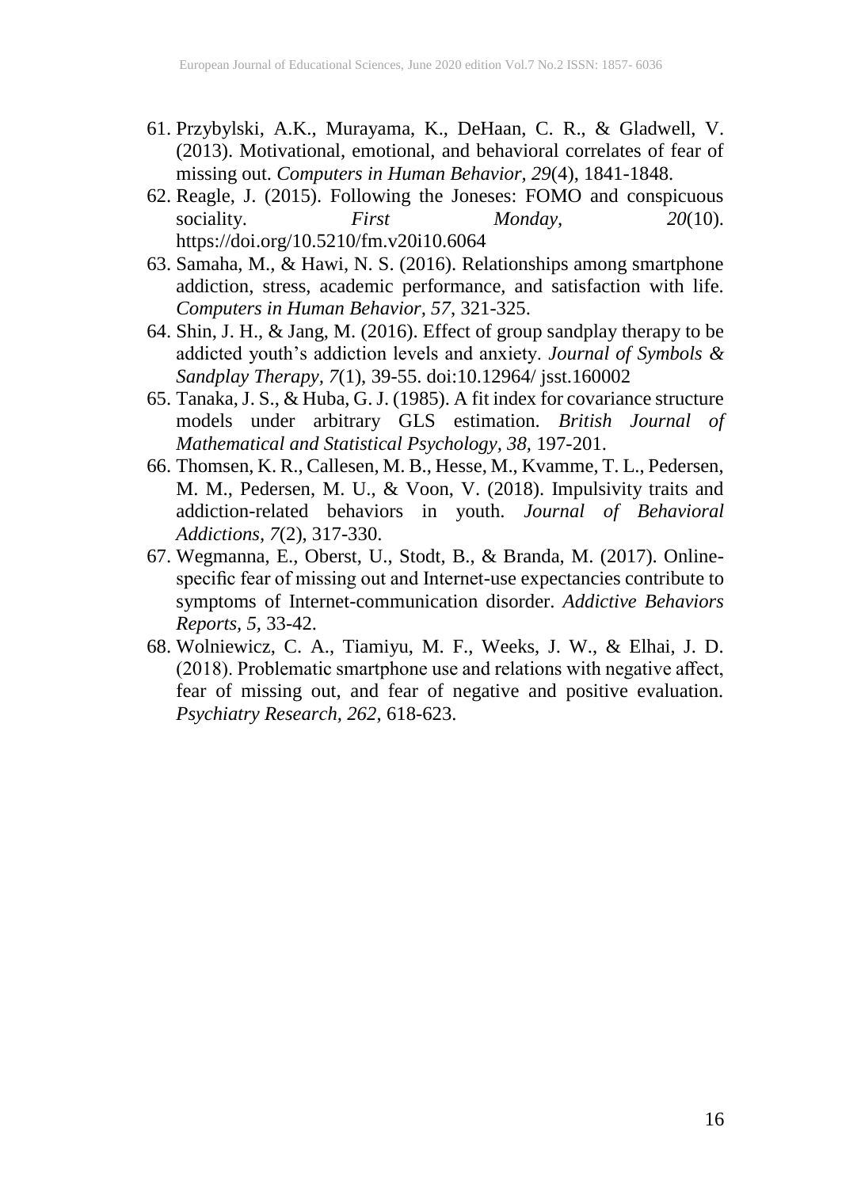61. Przybylski, A.K., Murayama, K., DeHaan, C. R., & Gladwell, V. (2013). Motivational, emotional, and behavioral correlates of fear of missing out. *Computers in Human Behavior, 29*(4), 1841-1848.
62. Reagle, J. (2015). Following the Joneses: FOMO and conspicuous sociality. *First Monday, 20*(10). https://doi.org/10.5210/fm.v20i10.6064
63. Samaha, M., & Hawi, N. S. (2016). Relationships among smartphone addiction, stress, academic performance, and satisfaction with life. *Computers in Human Behavior, 57*, 321-325.
64. Shin, J. H., & Jang, M. (2016). Effect of group sandplay therapy to be addicted youth's addiction levels and anxiety. *Journal of Symbols & Sandplay Therapy, 7*(1), 39-55. doi:10.12964/ jsst.160002
65. Tanaka, J. S., & Huba, G. J. (1985). A fit index for covariance structure models under arbitrary GLS estimation. *British Journal of Mathematical and Statistical Psychology, 38*, 197-201.
66. Thomsen, K. R., Callesen, M. B., Hesse, M., Kvamme, T. L., Pedersen, M. M., Pedersen, M. U., & Voon, V. (2018). Impulsivity traits and addiction-related behaviors in youth. *Journal of Behavioral Addictions, 7*(2), 317-330.
67. Wegmanna, E., Oberst, U., Stodt, B., & Branda, M. (2017). Online-specific fear of missing out and Internet-use expectancies contribute to symptoms of Internet-communication disorder. *Addictive Behaviors Reports, 5*, 33-42.
68. Wolniewicz, C. A., Tiamiyu, M. F., Weeks, J. W., & Elhai, J. D. (2018). Problematic smartphone use and relations with negative affect, fear of missing out, and fear of negative and positive evaluation. *Psychiatry Research, 262*, 618-623.